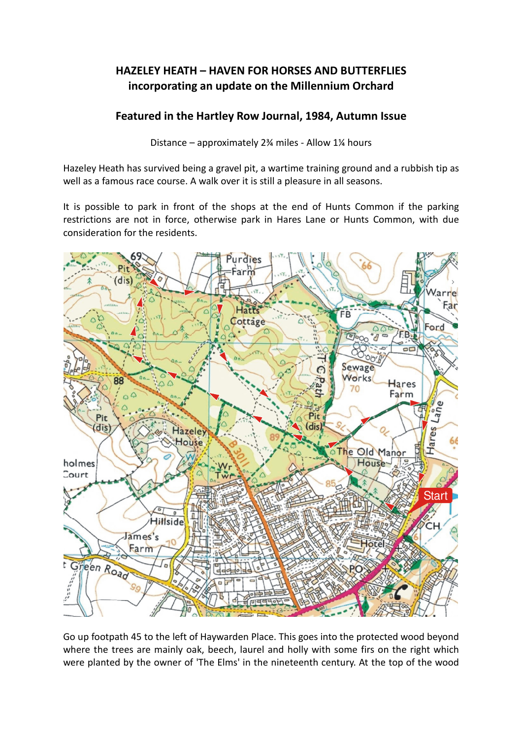**HAZELEY HEATH – HAVEN FOR HORSES AND BUTTERFLIES**
**incorporating an update on the Millennium Orchard**

**Featured in the Hartley Row Journal, 1984, Autumn Issue**

Distance – approximately 2¾ miles - Allow 1¼ hours

Hazeley Heath has survived being a gravel pit, a wartime training ground and a rubbish tip as well as a famous race course. A walk over it is still a pleasure in all seasons.

It is possible to park in front of the shops at the end of Hunts Common if the parking restrictions are not in force, otherwise park in Hares Lane or Hunts Common, with due consideration for the residents.

Go up footpath 45 to the left of Haywarden Place. This goes into the protected wood beyond where the trees are mainly oak, beech, laurel and holly with some firs on the right which were planted by the owner of 'The Elms' in the nineteenth century. At the top of the wood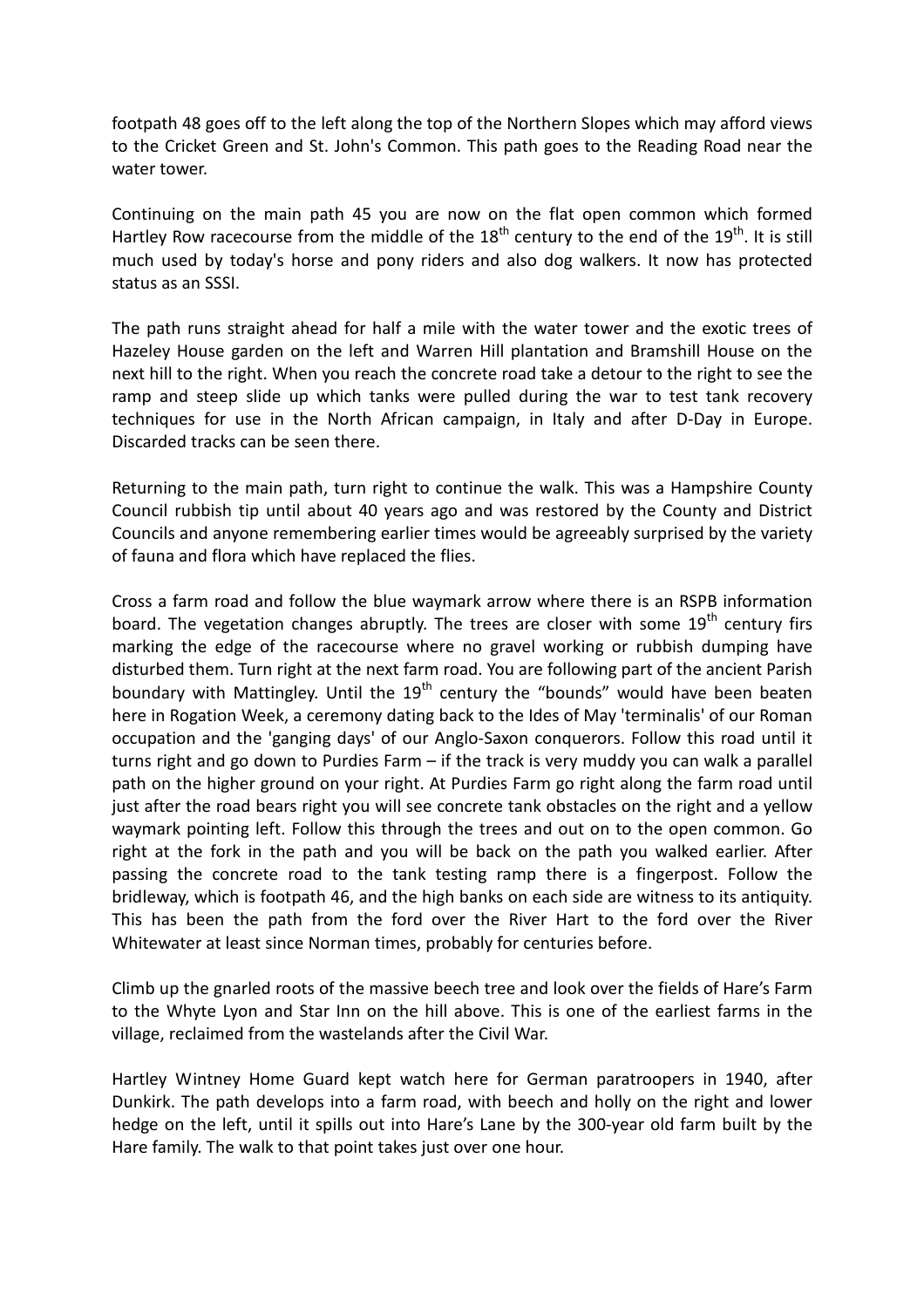footpath 48 goes off to the left along the top of the Northern Slopes which may afford views to the Cricket Green and St. John's Common. This path goes to the Reading Road near the water tower.

Continuing on the main path 45 you are now on the flat open common which formed Hartley Row racecourse from the middle of the 18th century to the end of the 19th. It is still much used by today's horse and pony riders and also dog walkers. It now has protected status as an SSSI.

The path runs straight ahead for half a mile with the water tower and the exotic trees of Hazeley House garden on the left and Warren Hill plantation and Bramshill House on the next hill to the right. When you reach the concrete road take a detour to the right to see the ramp and steep slide up which tanks were pulled during the war to test tank recovery techniques for use in the North African campaign, in Italy and after D-Day in Europe. Discarded tracks can be seen there.

Returning to the main path, turn right to continue the walk. This was a Hampshire County Council rubbish tip until about 40 years ago and was restored by the County and District Councils and anyone remembering earlier times would be agreeably surprised by the variety of fauna and flora which have replaced the flies.

Cross a farm road and follow the blue waymark arrow where there is an RSPB information board. The vegetation changes abruptly. The trees are closer with some 19th century firs marking the edge of the racecourse where no gravel working or rubbish dumping have disturbed them. Turn right at the next farm road. You are following part of the ancient Parish boundary with Mattingley. Until the 19th century the "bounds" would have been beaten here in Rogation Week, a ceremony dating back to the Ides of May 'terminalis' of our Roman occupation and the 'ganging days' of our Anglo-Saxon conquerors. Follow this road until it turns right and go down to Purdies Farm – if the track is very muddy you can walk a parallel path on the higher ground on your right. At Purdies Farm go right along the farm road until just after the road bears right you will see concrete tank obstacles on the right and a yellow waymark pointing left. Follow this through the trees and out on to the open common. Go right at the fork in the path and you will be back on the path you walked earlier. After passing the concrete road to the tank testing ramp there is a fingerpost. Follow the bridleway, which is footpath 46, and the high banks on each side are witness to its antiquity. This has been the path from the ford over the River Hart to the ford over the River Whitewater at least since Norman times, probably for centuries before.

Climb up the gnarled roots of the massive beech tree and look over the fields of Hare's Farm to the Whyte Lyon and Star Inn on the hill above. This is one of the earliest farms in the village, reclaimed from the wastelands after the Civil War.

Hartley Wintney Home Guard kept watch here for German paratroopers in 1940, after Dunkirk. The path develops into a farm road, with beech and holly on the right and lower hedge on the left, until it spills out into Hare's Lane by the 300-year old farm built by the Hare family. The walk to that point takes just over one hour.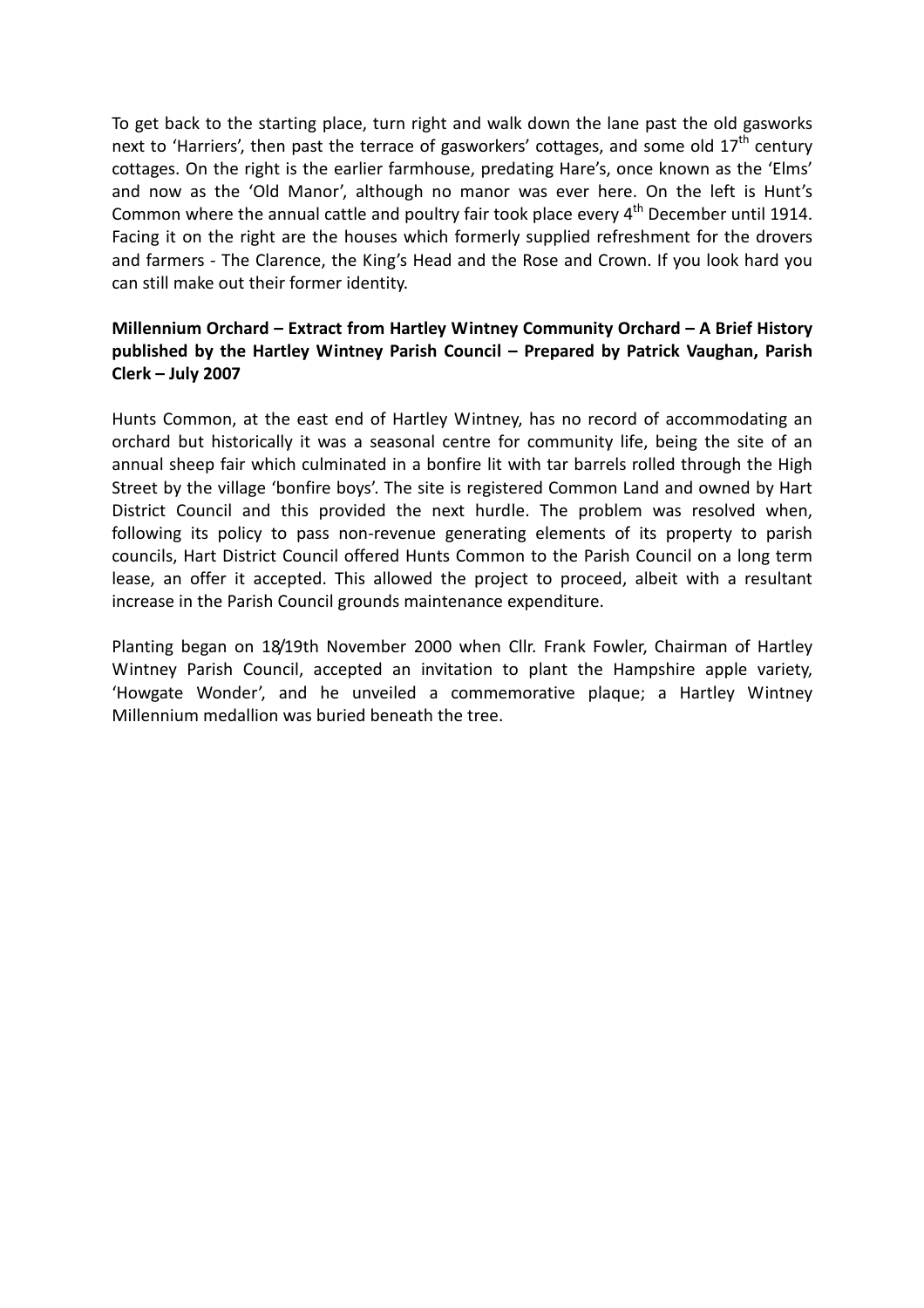To get back to the starting place, turn right and walk down the lane past the old gasworks next to 'Harriers', then past the terrace of gasworkers' cottages, and some old 17th century cottages. On the right is the earlier farmhouse, predating Hare's, once known as the 'Elms' and now as the 'Old Manor', although no manor was ever here. On the left is Hunt's Common where the annual cattle and poultry fair took place every 4th December until 1914. Facing it on the right are the houses which formerly supplied refreshment for the drovers and farmers - The Clarence, the King's Head and the Rose and Crown. If you look hard you can still make out their former identity.

**Millennium Orchard – Extract from Hartley Wintney Community Orchard – A Brief History published by the Hartley Wintney Parish Council – Prepared by Patrick Vaughan, Parish Clerk – July 2007**

Hunts Common, at the east end of Hartley Wintney, has no record of accommodating an orchard but historically it was a seasonal centre for community life, being the site of an annual sheep fair which culminated in a bonfire lit with tar barrels rolled through the High Street by the village 'bonfire boys'. The site is registered Common Land and owned by Hart District Council and this provided the next hurdle. The problem was resolved when, following its policy to pass non-revenue generating elements of its property to parish councils, Hart District Council offered Hunts Common to the Parish Council on a long term lease, an offer it accepted. This allowed the project to proceed, albeit with a resultant increase in the Parish Council grounds maintenance expenditure.

Planting began on 18/19th November 2000 when Cllr. Frank Fowler, Chairman of Hartley Wintney Parish Council, accepted an invitation to plant the Hampshire apple variety, 'Howgate Wonder', and he unveiled a commemorative plaque; a Hartley Wintney Millennium medallion was buried beneath the tree.